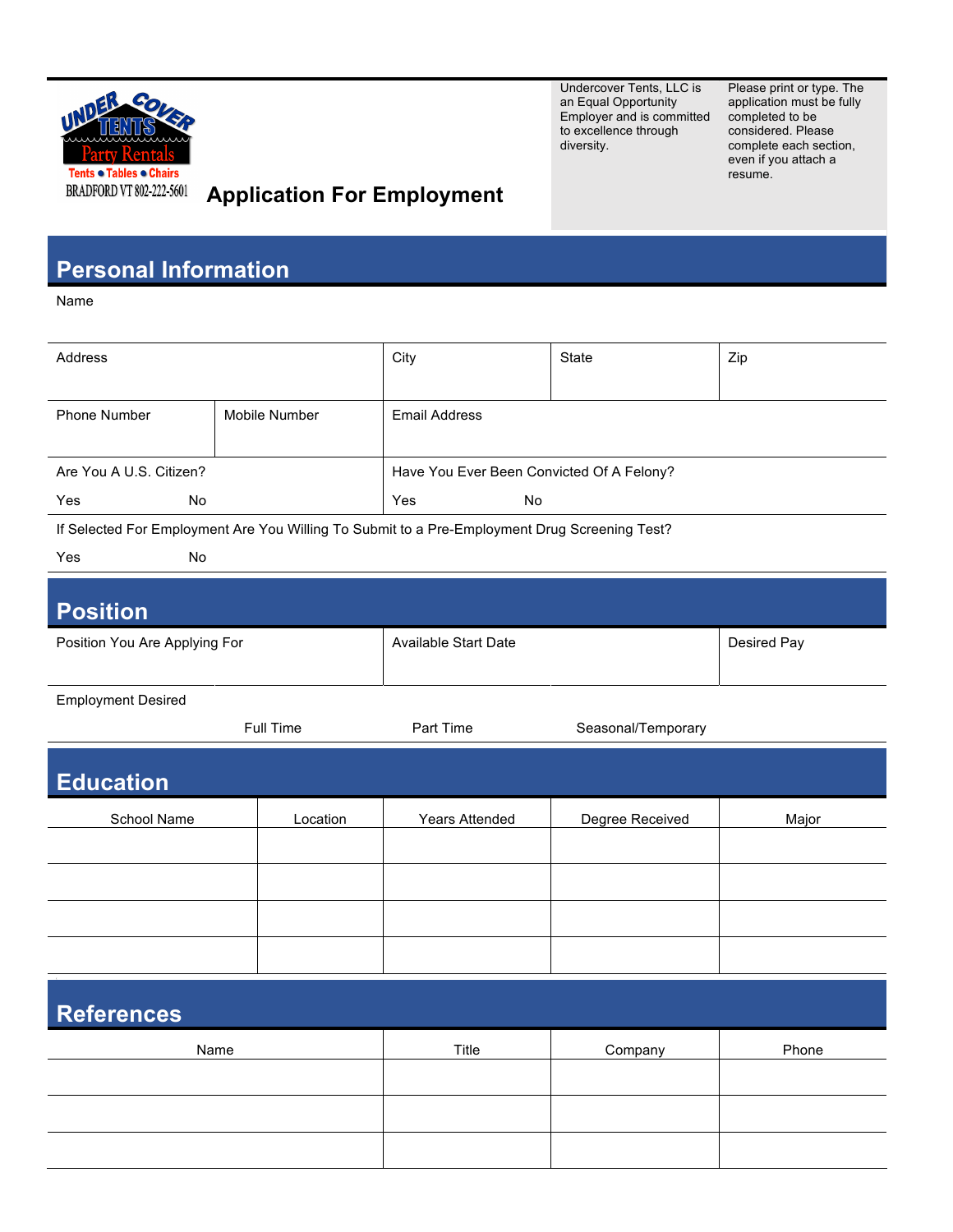UNDER COVER TENTS Party Rentals
Tents • Tables • Chairs
BRADFORD VT 802-222-5601

# Application For Employment

Undercover Tents, LLC is an Equal Opportunity Employer and is committed to excellence through diversity.

Please print or type. The application must be fully completed to be considered. Please complete each section, even if you attach a resume.

## Personal Information

Name

| Address | City | State | Zip |
|---|---|---|---|
| | | | |

| Phone Number | Mobile Number | Email Address |
|---|---|---|
| | | |

Are You A U.S. Citizen?

Yes No

Have You Ever Been Convicted Of A Felony?

Yes No

If Selected For Employment Are You Willing To Submit to a Pre-Employment Drug Screening Test?

Yes No

## Position

| Position You Are Applying For | Available Start Date | Desired Pay |
|---|---|---|
| | | |

Employment Desired

Full Time Part Time Seasonal/Temporary

## Education

| School Name | Location | Years Attended | Degree Received | Major |
|---|---|---|---|---|
| | | | | |
| | | | | |
| | | | | |
| | | | | |

## References

| Name | Title | Company | Phone |
|---|---|---|---|
| | | | |
| | | | |
| | | | |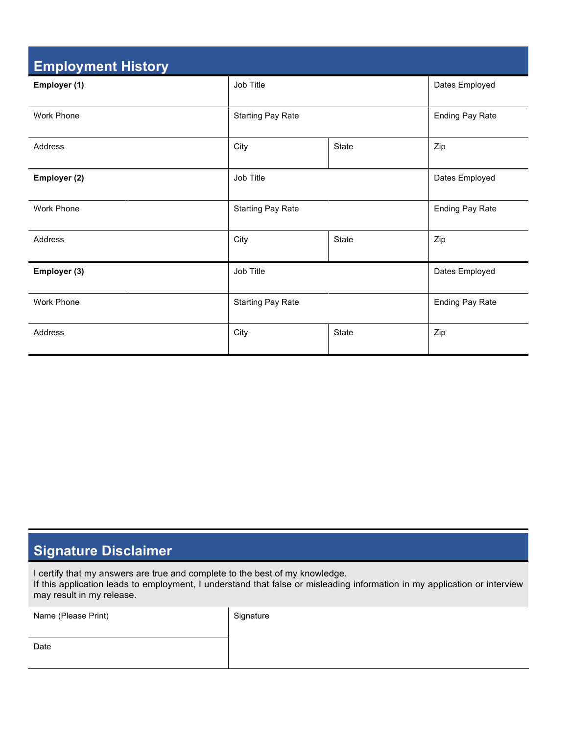## Employment History

| | | | |
|---|---|---|---|
| **Employer (1)** | Job Title | | Dates Employed |
| Work Phone | Starting Pay Rate | | Ending Pay Rate |
| Address | City | State | Zip |
| **Employer (2)** | Job Title | | Dates Employed |
| Work Phone | Starting Pay Rate | | Ending Pay Rate |
| Address | City | State | Zip |
| **Employer (3)** | Job Title | | Dates Employed |
| Work Phone | Starting Pay Rate | | Ending Pay Rate |
| Address | City | State | Zip |

## Signature Disclaimer

I certify that my answers are true and complete to the best of my knowledge.
If this application leads to employment, I understand that false or misleading information in my application or interview may result in my release.

| | |
|---|---|
| Name (Please Print) | Signature |
| Date | |